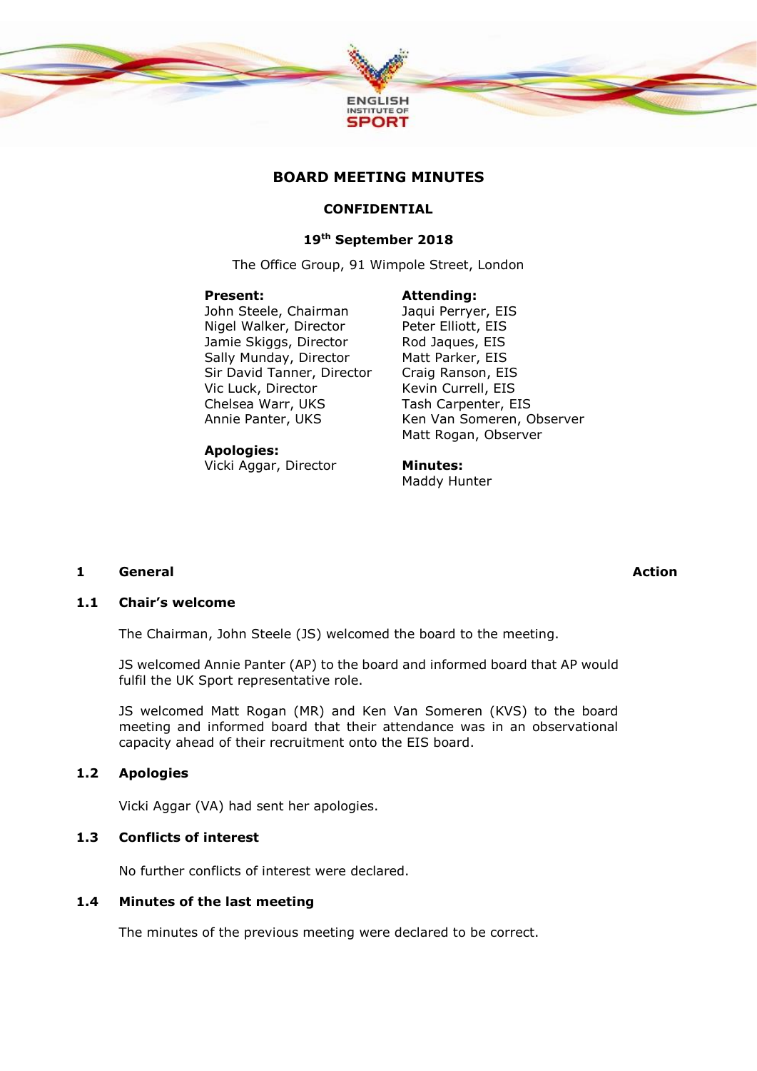# BOARD MEETING MINUTES

**CONFIDENTIAL**

**19th September 2018**

The Office Group, 91 Wimpole Street, London

**Present:**
John Steele, Chairman
Nigel Walker, Director
Jamie Skiggs, Director
Sally Munday, Director
Sir David Tanner, Director
Vic Luck, Director
Chelsea Warr, UKS
Annie Panter, UKS

**Apologies:**
Vicki Aggar, Director

**Attending:**
Jaqui Perryer, EIS
Peter Elliott, EIS
Rod Jaques, EIS
Matt Parker, EIS
Craig Ranson, EIS
Kevin Currell, EIS
Tash Carpenter, EIS
Ken Van Someren, Observer
Matt Rogan, Observer

**Minutes:**
Maddy Hunter

## 1 General — Action

### 1.1 Chair's welcome

The Chairman, John Steele (JS) welcomed the board to the meeting.

JS welcomed Annie Panter (AP) to the board and informed board that AP would fulfil the UK Sport representative role.

JS welcomed Matt Rogan (MR) and Ken Van Someren (KVS) to the board meeting and informed board that their attendance was in an observational capacity ahead of their recruitment onto the EIS board.

### 1.2 Apologies

Vicki Aggar (VA) had sent her apologies.

### 1.3 Conflicts of interest

No further conflicts of interest were declared.

### 1.4 Minutes of the last meeting

The minutes of the previous meeting were declared to be correct.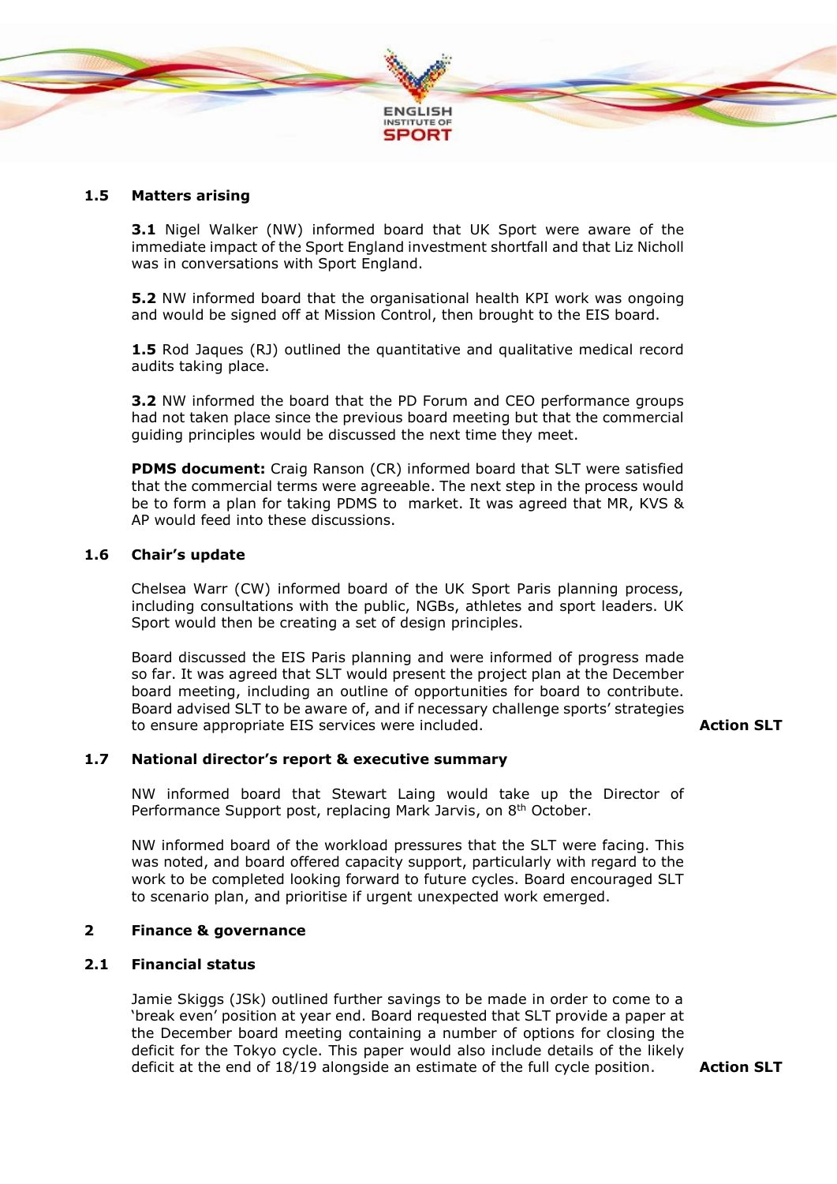### 1.5 Matters arising

**3.1** Nigel Walker (NW) informed board that UK Sport were aware of the immediate impact of the Sport England investment shortfall and that Liz Nicholl was in conversations with Sport England.

**5.2** NW informed board that the organisational health KPI work was ongoing and would be signed off at Mission Control, then brought to the EIS board.

**1.5** Rod Jaques (RJ) outlined the quantitative and qualitative medical record audits taking place.

**3.2** NW informed the board that the PD Forum and CEO performance groups had not taken place since the previous board meeting but that the commercial guiding principles would be discussed the next time they meet.

**PDMS document:** Craig Ranson (CR) informed board that SLT were satisfied that the commercial terms were agreeable. The next step in the process would be to form a plan for taking PDMS to market. It was agreed that MR, KVS & AP would feed into these discussions.

### 1.6 Chair's update

Chelsea Warr (CW) informed board of the UK Sport Paris planning process, including consultations with the public, NGBs, athletes and sport leaders. UK Sport would then be creating a set of design principles.

Board discussed the EIS Paris planning and were informed of progress made so far. It was agreed that SLT would present the project plan at the December board meeting, including an outline of opportunities for board to contribute. Board advised SLT to be aware of, and if necessary challenge sports' strategies to ensure appropriate EIS services were included. **Action SLT**

### 1.7 National director's report & executive summary

NW informed board that Stewart Laing would take up the Director of Performance Support post, replacing Mark Jarvis, on 8th October.

NW informed board of the workload pressures that the SLT were facing. This was noted, and board offered capacity support, particularly with regard to the work to be completed looking forward to future cycles. Board encouraged SLT to scenario plan, and prioritise if urgent unexpected work emerged.

## 2 Finance & governance

### 2.1 Financial status

Jamie Skiggs (JSk) outlined further savings to be made in order to come to a 'break even' position at year end. Board requested that SLT provide a paper at the December board meeting containing a number of options for closing the deficit for the Tokyo cycle. This paper would also include details of the likely deficit at the end of 18/19 alongside an estimate of the full cycle position. **Action SLT**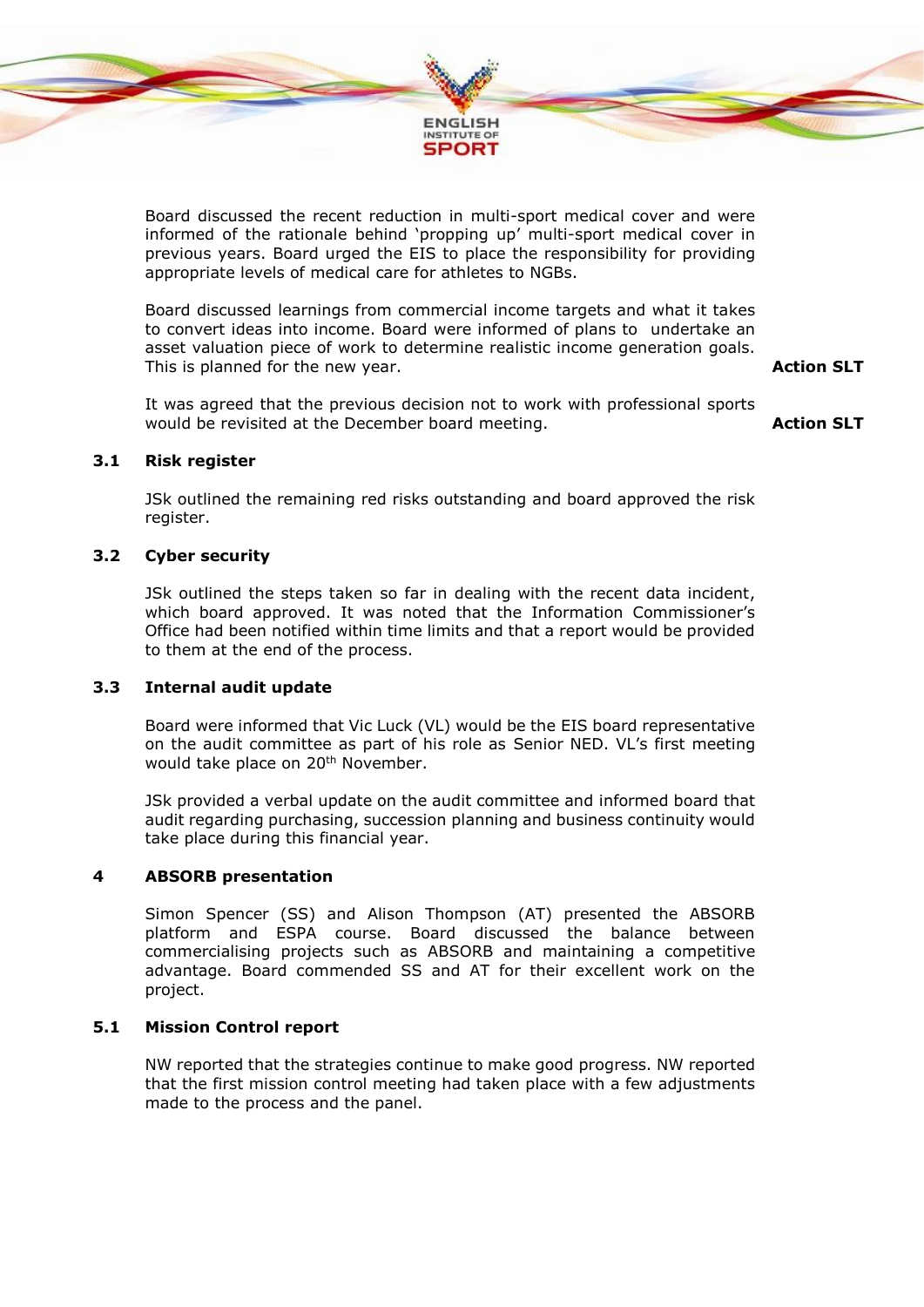Board discussed the recent reduction in multi-sport medical cover and were informed of the rationale behind 'propping up' multi-sport medical cover in previous years. Board urged the EIS to place the responsibility for providing appropriate levels of medical care for athletes to NGBs.

Board discussed learnings from commercial income targets and what it takes to convert ideas into income. Board were informed of plans to undertake an asset valuation piece of work to determine realistic income generation goals. This is planned for the new year. **Action SLT**

It was agreed that the previous decision not to work with professional sports would be revisited at the December board meeting. **Action SLT**

### 3.1 Risk register

JSk outlined the remaining red risks outstanding and board approved the risk register.

### 3.2 Cyber security

JSk outlined the steps taken so far in dealing with the recent data incident, which board approved. It was noted that the Information Commissioner's Office had been notified within time limits and that a report would be provided to them at the end of the process.

### 3.3 Internal audit update

Board were informed that Vic Luck (VL) would be the EIS board representative on the audit committee as part of his role as Senior NED. VL's first meeting would take place on 20th November.

JSk provided a verbal update on the audit committee and informed board that audit regarding purchasing, succession planning and business continuity would take place during this financial year.

### 4 ABSORB presentation

Simon Spencer (SS) and Alison Thompson (AT) presented the ABSORB platform and ESPA course. Board discussed the balance between commercialising projects such as ABSORB and maintaining a competitive advantage. Board commended SS and AT for their excellent work on the project.

### 5.1 Mission Control report

NW reported that the strategies continue to make good progress. NW reported that the first mission control meeting had taken place with a few adjustments made to the process and the panel.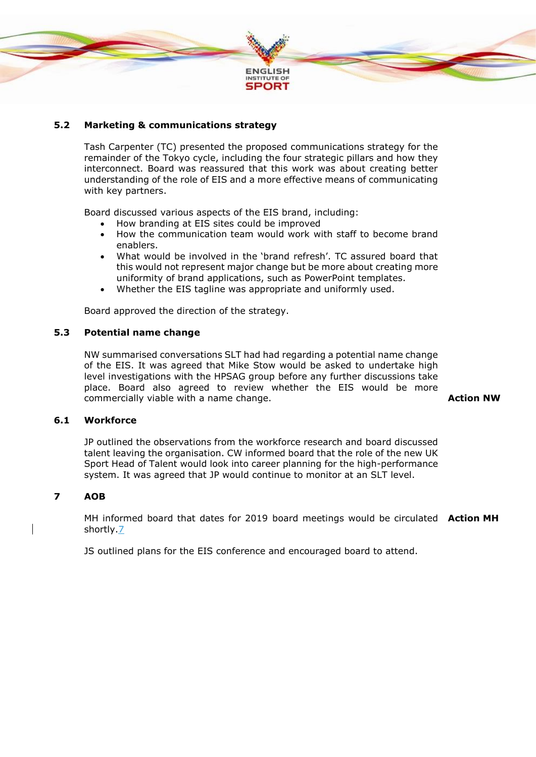### 5.2 Marketing & communications strategy

Tash Carpenter (TC) presented the proposed communications strategy for the remainder of the Tokyo cycle, including the four strategic pillars and how they interconnect. Board was reassured that this work was about creating better understanding of the role of EIS and a more effective means of communicating with key partners.

Board discussed various aspects of the EIS brand, including:

- How branding at EIS sites could be improved
- How the communication team would work with staff to become brand enablers.
- What would be involved in the 'brand refresh'. TC assured board that this would not represent major change but be more about creating more uniformity of brand applications, such as PowerPoint templates.
- Whether the EIS tagline was appropriate and uniformly used.

Board approved the direction of the strategy.

### 5.3 Potential name change

NW summarised conversations SLT had had regarding a potential name change of the EIS. It was agreed that Mike Stow would be asked to undertake high level investigations with the HPSAG group before any further discussions take place. Board also agreed to review whether the EIS would be more commercially viable with a name change. **Action NW**

### 6.1 Workforce

JP outlined the observations from the workforce research and board discussed talent leaving the organisation. CW informed board that the role of the new UK Sport Head of Talent would look into career planning for the high-performance system. It was agreed that JP would continue to monitor at an SLT level.

### 7 AOB

MH informed board that dates for 2019 board meetings would be circulated shortly.7 **Action MH**

JS outlined plans for the EIS conference and encouraged board to attend.